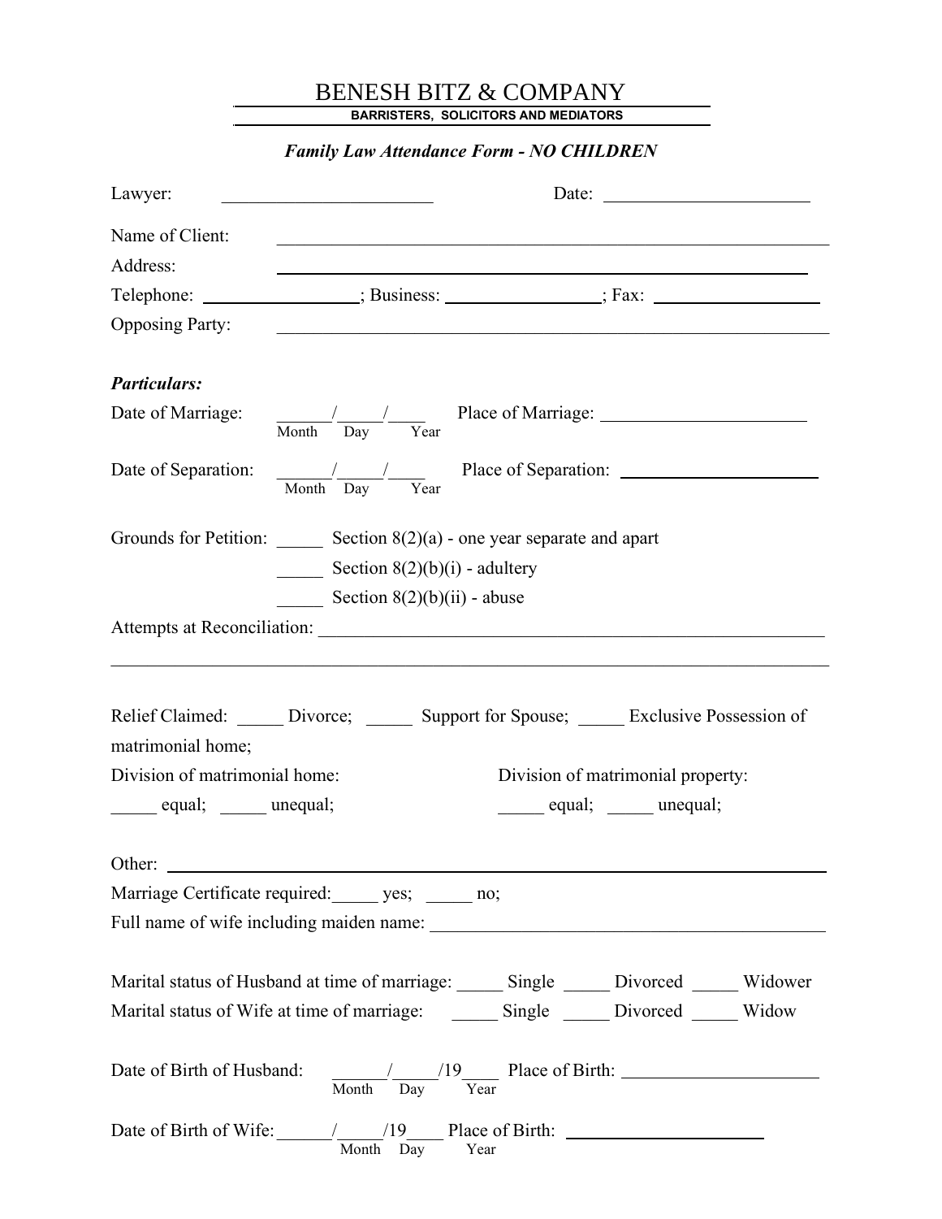# BENESH BITZ & COMPANY

**BARRISTERS, SOLICITORS AND MEDIATORS**

***Family Law Attendance Form - NO CHILDREN***

Lawyer: ______________________ Date: ______________________

Name of Client: ____________________________________________________________

Address: ____________________________________________________________

Telephone: ________________; Business: ________________; Fax: __________________

Opposing Party: ____________________________________________________________

***Particulars:***

Date of Marriage: ______/_____/____ Place of Marriage: ______________________
Month Day Year

Date of Separation: ______/_____/____ Place of Separation: ______________________
Month Day Year

Grounds for Petition: _____ Section 8(2)(a) - one year separate and apart

_____ Section 8(2)(b)(i) - adultery

_____ Section 8(2)(b)(ii) - abuse

Attempts at Reconciliation: ________________________________________________________

______________________________________________________________________________

Relief Claimed: _____ Divorce; _____ Support for Spouse; _____ Exclusive Possession of matrimonial home;

Division of matrimonial home: _____ equal; _____ unequal;

Division of matrimonial property: _____ equal; _____ unequal;

Other: ______________________________________________________________________

Marriage Certificate required:_____ yes; _____ no;

Full name of wife including maiden name: ____________________________________________

Marital status of Husband at time of marriage: _____ Single _____ Divorced _____ Widower

Marital status of Wife at time of marriage: _____ Single _____ Divorced _____ Widow

Date of Birth of Husband: ______/_____/19____ Place of Birth: _____________________
Month Day Year

Date of Birth of Wife:______/_____/19____ Place of Birth: ______________________
Month Day Year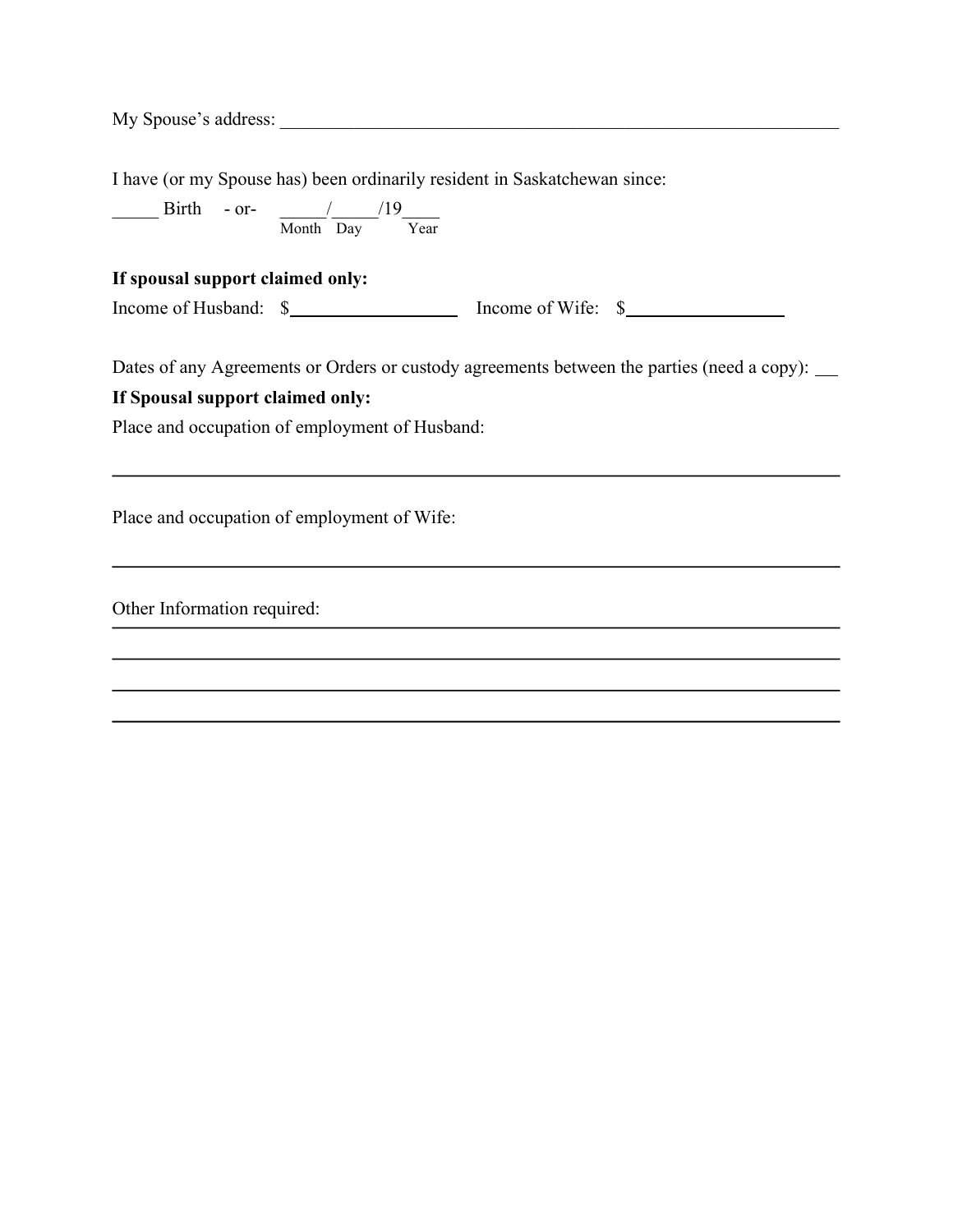My Spouse's address: ________________________________________________________________

I have (or my Spouse has) been ordinarily resident in Saskatchewan since:

_____ Birth - or- _____/_____/19____
Month Day Year

**If spousal support claimed only:**

Income of Husband: $__________________ Income of Wife: $__________________

Dates of any Agreements or Orders or custody agreements between the parties (need a copy): ___

**If Spousal support claimed only:**

Place and occupation of employment of Husband:

________________________________________________________________________________

Place and occupation of employment of Wife:

________________________________________________________________________________

Other Information required:
________________________________________________________________________________

________________________________________________________________________________

________________________________________________________________________________

________________________________________________________________________________